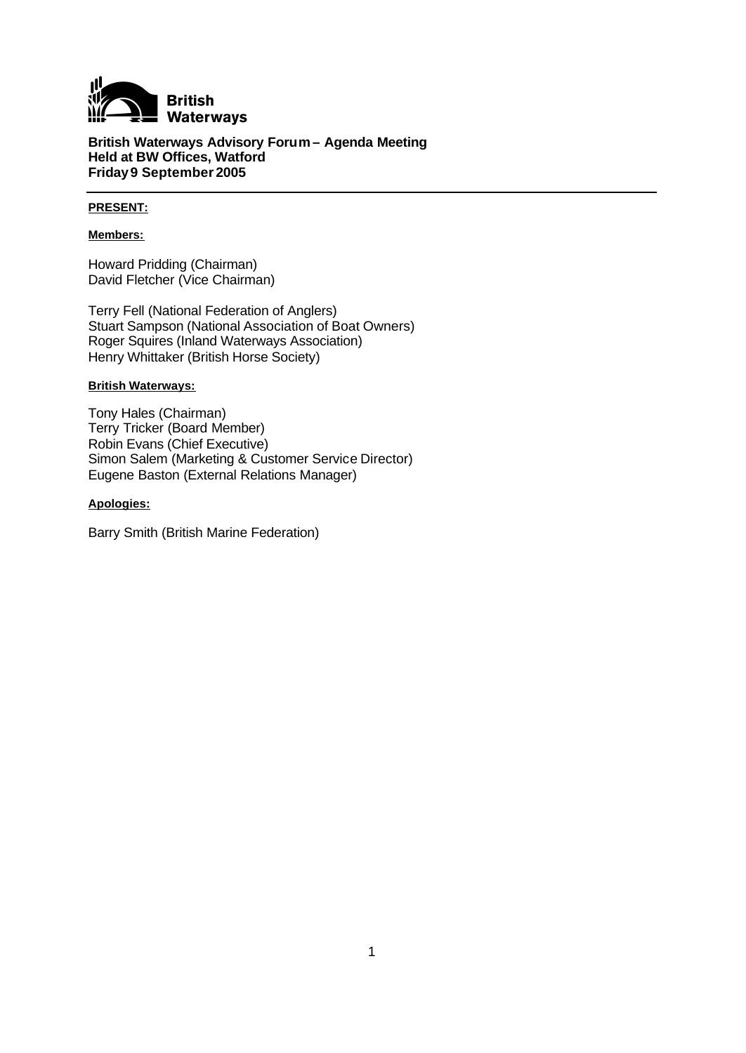**British Waterways**

**British Waterways Advisory Forum – Agenda Meeting**
**Held at BW Offices, Watford**
**Friday 9 September 2005**

---

**PRESENT:**

**Members:**

Howard Pridding (Chairman)
David Fletcher (Vice Chairman)

Terry Fell (National Federation of Anglers)
Stuart Sampson (National Association of Boat Owners)
Roger Squires (Inland Waterways Association)
Henry Whittaker (British Horse Society)

**British Waterways:**

Tony Hales (Chairman)
Terry Tricker (Board Member)
Robin Evans (Chief Executive)
Simon Salem (Marketing & Customer Service Director)
Eugene Baston (External Relations Manager)

**Apologies:**

Barry Smith (British Marine Federation)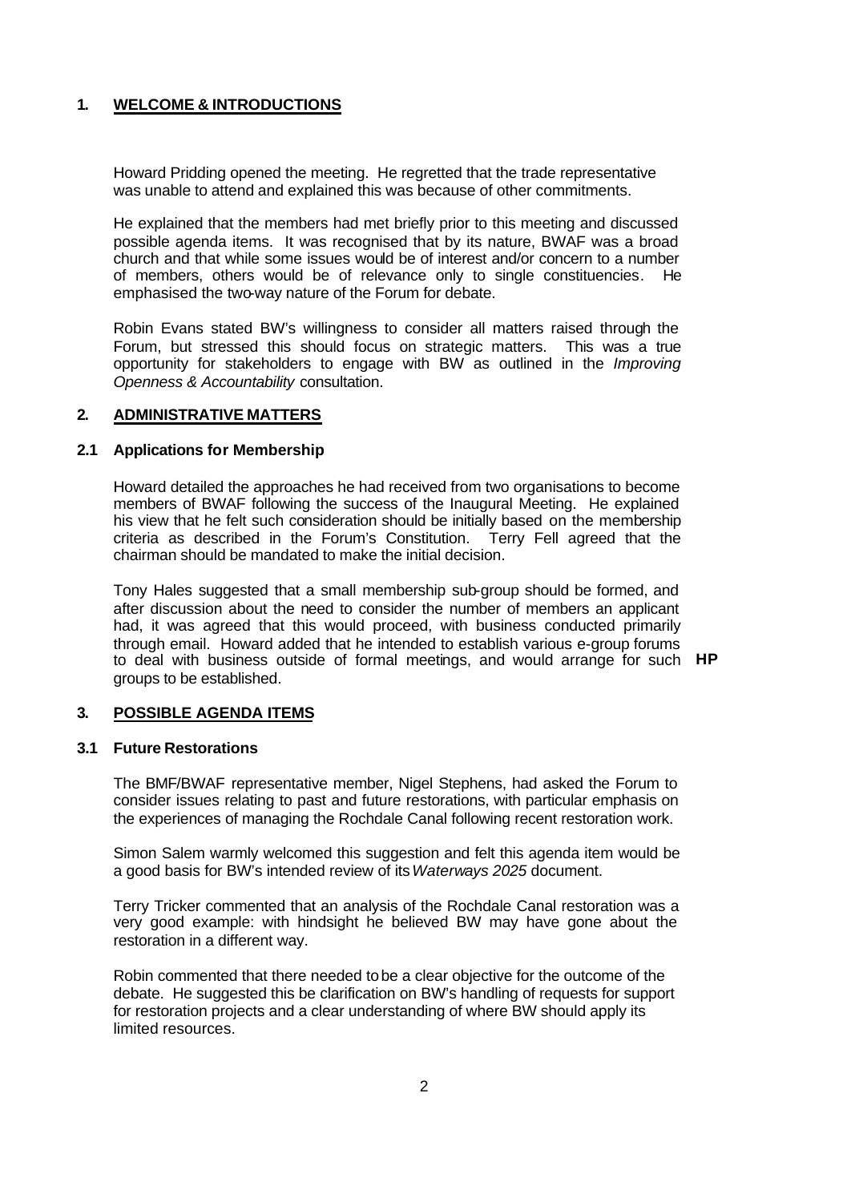## 1. WELCOME & INTRODUCTIONS

Howard Pridding opened the meeting. He regretted that the trade representative was unable to attend and explained this was because of other commitments.

He explained that the members had met briefly prior to this meeting and discussed possible agenda items. It was recognised that by its nature, BWAF was a broad church and that while some issues would be of interest and/or concern to a number of members, others would be of relevance only to single constituencies. He emphasised the two-way nature of the Forum for debate.

Robin Evans stated BW's willingness to consider all matters raised through the Forum, but stressed this should focus on strategic matters. This was a true opportunity for stakeholders to engage with BW as outlined in the *Improving Openness & Accountability* consultation.

## 2. ADMINISTRATIVE MATTERS

### 2.1 Applications for Membership

Howard detailed the approaches he had received from two organisations to become members of BWAF following the success of the Inaugural Meeting. He explained his view that he felt such consideration should be initially based on the membership criteria as described in the Forum's Constitution. Terry Fell agreed that the chairman should be mandated to make the initial decision.

Tony Hales suggested that a small membership sub-group should be formed, and after discussion about the need to consider the number of members an applicant had, it was agreed that this would proceed, with business conducted primarily through email. Howard added that he intended to establish various e-group forums to deal with business outside of formal meetings, and would arrange for such groups to be established. **HP**

## 3. POSSIBLE AGENDA ITEMS

### 3.1 Future Restorations

The BMF/BWAF representative member, Nigel Stephens, had asked the Forum to consider issues relating to past and future restorations, with particular emphasis on the experiences of managing the Rochdale Canal following recent restoration work.

Simon Salem warmly welcomed this suggestion and felt this agenda item would be a good basis for BW's intended review of its *Waterways 2025* document.

Terry Tricker commented that an analysis of the Rochdale Canal restoration was a very good example: with hindsight he believed BW may have gone about the restoration in a different way.

Robin commented that there needed to be a clear objective for the outcome of the debate. He suggested this be clarification on BW's handling of requests for support for restoration projects and a clear understanding of where BW should apply its limited resources.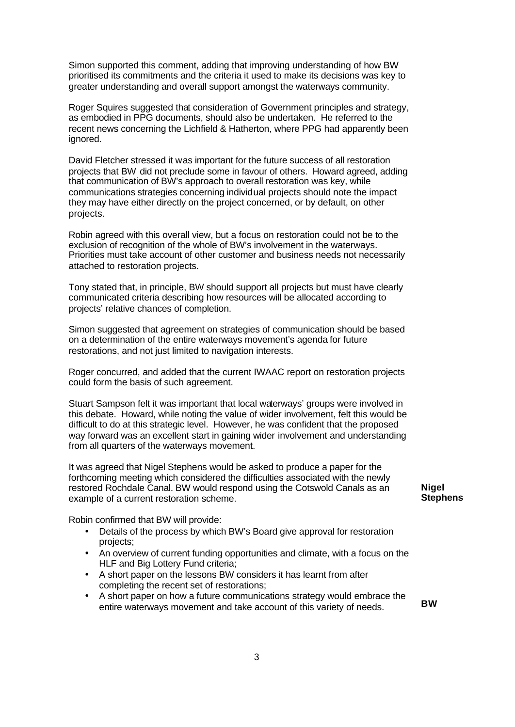Simon supported this comment, adding that improving understanding of how BW prioritised its commitments and the criteria it used to make its decisions was key to greater understanding and overall support amongst the waterways community.

Roger Squires suggested that consideration of Government principles and strategy, as embodied in PPG documents, should also be undertaken. He referred to the recent news concerning the Lichfield & Hatherton, where PPG had apparently been ignored.

David Fletcher stressed it was important for the future success of all restoration projects that BW did not preclude some in favour of others. Howard agreed, adding that communication of BW's approach to overall restoration was key, while communications strategies concerning individual projects should note the impact they may have either directly on the project concerned, or by default, on other projects.

Robin agreed with this overall view, but a focus on restoration could not be to the exclusion of recognition of the whole of BW's involvement in the waterways. Priorities must take account of other customer and business needs not necessarily attached to restoration projects.

Tony stated that, in principle, BW should support all projects but must have clearly communicated criteria describing how resources will be allocated according to projects' relative chances of completion.

Simon suggested that agreement on strategies of communication should be based on a determination of the entire waterways movement's agenda for future restorations, and not just limited to navigation interests.

Roger concurred, and added that the current IWAAC report on restoration projects could form the basis of such agreement.

Stuart Sampson felt it was important that local waterways' groups were involved in this debate. Howard, while noting the value of wider involvement, felt this would be difficult to do at this strategic level. However, he was confident that the proposed way forward was an excellent start in gaining wider involvement and understanding from all quarters of the waterways movement.

It was agreed that Nigel Stephens would be asked to produce a paper for the forthcoming meeting which considered the difficulties associated with the newly restored Rochdale Canal. BW would respond using the Cotswold Canals as an example of a current restoration scheme. **Nigel Stephens**

Robin confirmed that BW will provide:

- Details of the process by which BW's Board give approval for restoration projects;
- An overview of current funding opportunities and climate, with a focus on the HLF and Big Lottery Fund criteria;
- A short paper on the lessons BW considers it has learnt from after completing the recent set of restorations;
- A short paper on how a future communications strategy would embrace the entire waterways movement and take account of this variety of needs. **BW**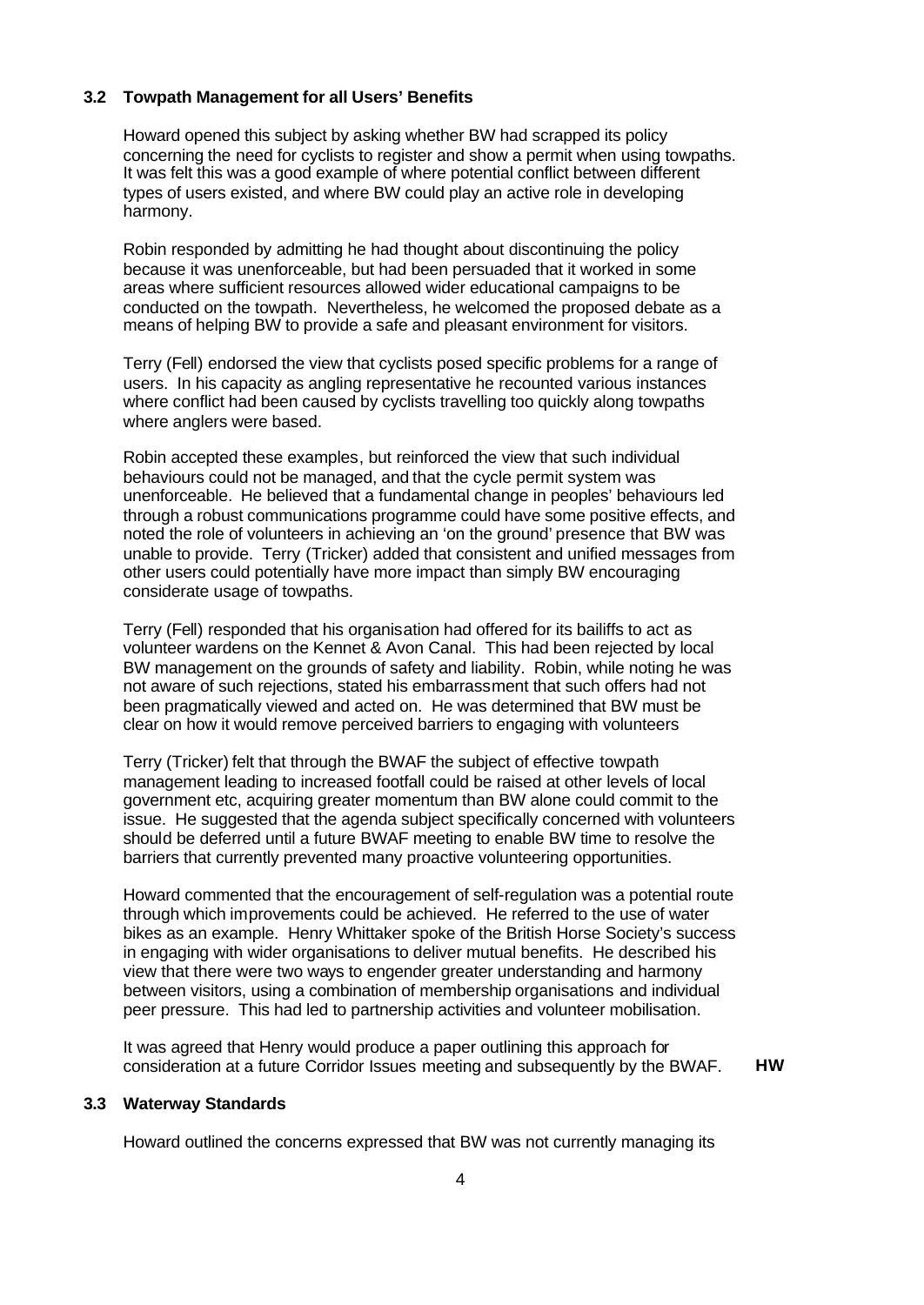### 3.2 Towpath Management for all Users' Benefits

Howard opened this subject by asking whether BW had scrapped its policy concerning the need for cyclists to register and show a permit when using towpaths. It was felt this was a good example of where potential conflict between different types of users existed, and where BW could play an active role in developing harmony.

Robin responded by admitting he had thought about discontinuing the policy because it was unenforceable, but had been persuaded that it worked in some areas where sufficient resources allowed wider educational campaigns to be conducted on the towpath. Nevertheless, he welcomed the proposed debate as a means of helping BW to provide a safe and pleasant environment for visitors.

Terry (Fell) endorsed the view that cyclists posed specific problems for a range of users. In his capacity as angling representative he recounted various instances where conflict had been caused by cyclists travelling too quickly along towpaths where anglers were based.

Robin accepted these examples, but reinforced the view that such individual behaviours could not be managed, and that the cycle permit system was unenforceable. He believed that a fundamental change in peoples' behaviours led through a robust communications programme could have some positive effects, and noted the role of volunteers in achieving an 'on the ground' presence that BW was unable to provide. Terry (Tricker) added that consistent and unified messages from other users could potentially have more impact than simply BW encouraging considerate usage of towpaths.

Terry (Fell) responded that his organisation had offered for its bailiffs to act as volunteer wardens on the Kennet & Avon Canal. This had been rejected by local BW management on the grounds of safety and liability. Robin, while noting he was not aware of such rejections, stated his embarrassment that such offers had not been pragmatically viewed and acted on. He was determined that BW must be clear on how it would remove perceived barriers to engaging with volunteers

Terry (Tricker) felt that through the BWAF the subject of effective towpath management leading to increased footfall could be raised at other levels of local government etc, acquiring greater momentum than BW alone could commit to the issue. He suggested that the agenda subject specifically concerned with volunteers should be deferred until a future BWAF meeting to enable BW time to resolve the barriers that currently prevented many proactive volunteering opportunities.

Howard commented that the encouragement of self-regulation was a potential route through which improvements could be achieved. He referred to the use of water bikes as an example. Henry Whittaker spoke of the British Horse Society's success in engaging with wider organisations to deliver mutual benefits. He described his view that there were two ways to engender greater understanding and harmony between visitors, using a combination of membership organisations and individual peer pressure. This had led to partnership activities and volunteer mobilisation.

It was agreed that Henry would produce a paper outlining this approach for consideration at a future Corridor Issues meeting and subsequently by the BWAF. **HW**

### 3.3 Waterway Standards

Howard outlined the concerns expressed that BW was not currently managing its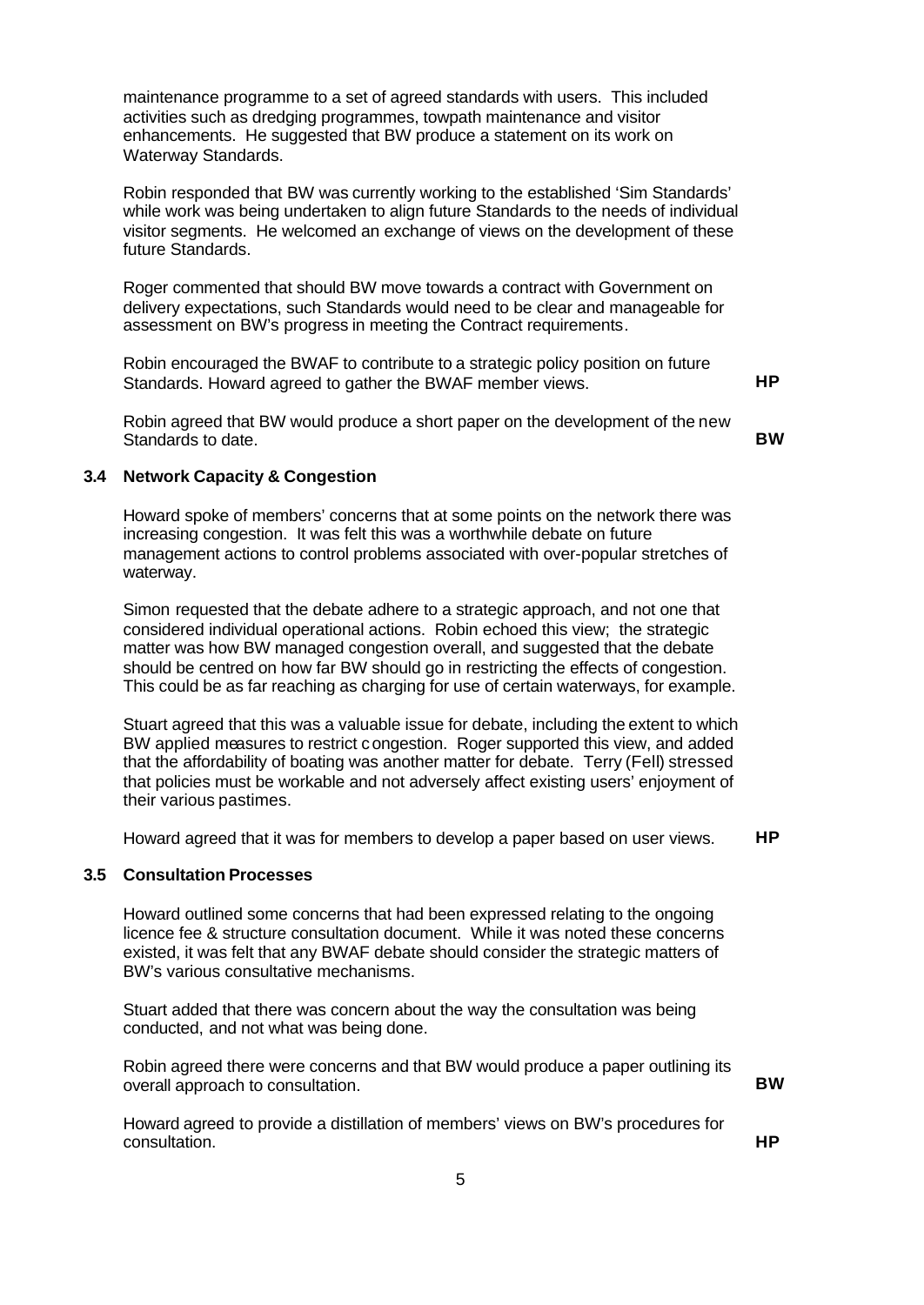maintenance programme to a set of agreed standards with users. This included activities such as dredging programmes, towpath maintenance and visitor enhancements. He suggested that BW produce a statement on its work on Waterway Standards.

Robin responded that BW was currently working to the established 'Sim Standards' while work was being undertaken to align future Standards to the needs of individual visitor segments. He welcomed an exchange of views on the development of these future Standards.

Roger commented that should BW move towards a contract with Government on delivery expectations, such Standards would need to be clear and manageable for assessment on BW's progress in meeting the Contract requirements.

Robin encouraged the BWAF to contribute to a strategic policy position on future Standards. Howard agreed to gather the BWAF member views. **HP**

Robin agreed that BW would produce a short paper on the development of the new Standards to date. **BW**

### 3.4 Network Capacity & Congestion

Howard spoke of members' concerns that at some points on the network there was increasing congestion. It was felt this was a worthwhile debate on future management actions to control problems associated with over-popular stretches of waterway.

Simon requested that the debate adhere to a strategic approach, and not one that considered individual operational actions. Robin echoed this view; the strategic matter was how BW managed congestion overall, and suggested that the debate should be centred on how far BW should go in restricting the effects of congestion. This could be as far reaching as charging for use of certain waterways, for example.

Stuart agreed that this was a valuable issue for debate, including the extent to which BW applied measures to restrict congestion. Roger supported this view, and added that the affordability of boating was another matter for debate. Terry (Fell) stressed that policies must be workable and not adversely affect existing users' enjoyment of their various pastimes.

Howard agreed that it was for members to develop a paper based on user views. **HP**

### 3.5 Consultation Processes

Howard outlined some concerns that had been expressed relating to the ongoing licence fee & structure consultation document. While it was noted these concerns existed, it was felt that any BWAF debate should consider the strategic matters of BW's various consultative mechanisms.

Stuart added that there was concern about the way the consultation was being conducted, and not what was being done.

Robin agreed there were concerns and that BW would produce a paper outlining its overall approach to consultation. **BW**

Howard agreed to provide a distillation of members' views on BW's procedures for consultation. **HP**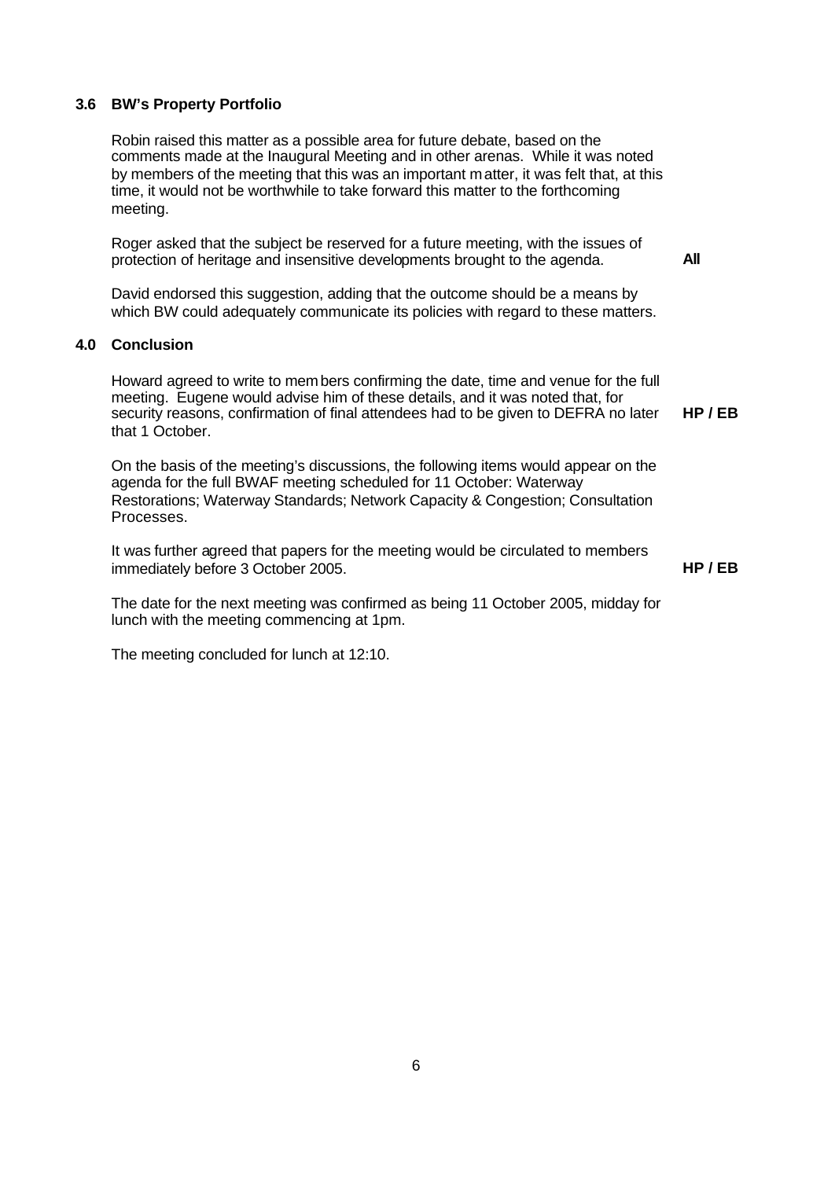### 3.6 BW's Property Portfolio

Robin raised this matter as a possible area for future debate, based on the comments made at the Inaugural Meeting and in other arenas. While it was noted by members of the meeting that this was an important matter, it was felt that, at this time, it would not be worthwhile to take forward this matter to the forthcoming meeting.

Roger asked that the subject be reserved for a future meeting, with the issues of protection of heritage and insensitive developments brought to the agenda. **All**

David endorsed this suggestion, adding that the outcome should be a means by which BW could adequately communicate its policies with regard to these matters.

### 4.0 Conclusion

Howard agreed to write to members confirming the date, time and venue for the full meeting. Eugene would advise him of these details, and it was noted that, for security reasons, confirmation of final attendees had to be given to DEFRA no later that 1 October. **HP / EB**

On the basis of the meeting's discussions, the following items would appear on the agenda for the full BWAF meeting scheduled for 11 October: Waterway Restorations; Waterway Standards; Network Capacity & Congestion; Consultation Processes.

It was further agreed that papers for the meeting would be circulated to members immediately before 3 October 2005. **HP / EB**

The date for the next meeting was confirmed as being 11 October 2005, midday for lunch with the meeting commencing at 1pm.

The meeting concluded for lunch at 12:10.